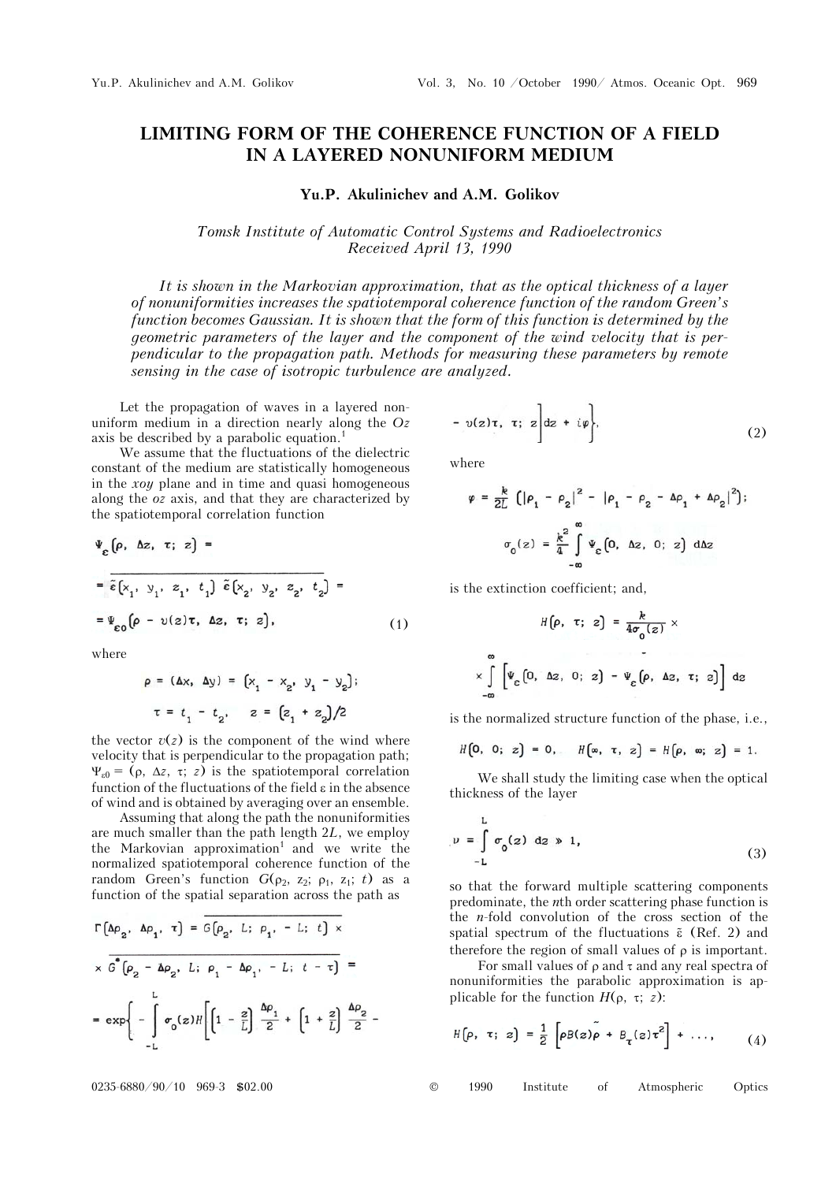# LIMITING FORM OF THE COHERENCE FUNCTION OF A FIELD IN A LAYERED NONUNIFORM MEDIUM

**Yu.P. Akulinichev and A.M. Golikov**

*Tomsk Institute of Automatic Control Systems and Radioelectronics*
*Received April 13, 1990*

*It is shown in the Markovian approximation, that as the optical thickness of a layer of nonuniformities increases the spatiotemporal coherence function of the random Green's function becomes Gaussian. It is shown that the form of this function is determined by the geometric parameters of the layer and the component of the wind velocity that is perpendicular to the propagation path. Methods for measuring these parameters by remote sensing in the case of isotropic turbulence are analyzed.*

Let the propagation of waves in a layered nonuniform medium in a direction nearly along the $Oz$ axis be described by a parabolic equation.[1]

We assume that the fluctuations of the dielectric constant of the medium are statistically homogeneous in the $xoy$ plane and in time and quasi homogeneous along the $oz$ axis, and that they are characterized by the spatiotemporal correlation function

$$\Psi_{\varepsilon}(\rho,\ \Delta z,\ \tau;\ z) = \overline{\tilde{\varepsilon}(x_1,\ y_1,\ z_1,\ t_1)\,\tilde{\varepsilon}(x_2,\ y_2,\ z_2,\ t_2)} = \Psi_{\varepsilon 0}(\rho - v(z)\tau,\ \Delta z,\ \tau;\ z), \tag{1}$$

where

$$\rho = (\Delta x,\ \Delta y) = (x_1 - x_2,\ y_1 - y_2);$$

$$\tau = t_1 - t_2, \quad z = (z_1 + z_2)/2$$

the vector $v(z)$ is the component of the wind where velocity that is perpendicular to the propagation path; $\Psi_{\varepsilon 0} = (\rho,\ \Delta z,\ \tau;\ z)$ is the spatiotemporal correlation function of the fluctuations of the field $\varepsilon$ in the absence of wind and is obtained by averaging over an ensemble.

Assuming that along the path the nonuniformities are much smaller than the path length $2L$, we employ the Markovian approximation[1] and we write the normalized spatiotemporal coherence function of the random Green's function $G(\rho_2,\ z_2;\ \rho_1,\ z_1;\ t)$ as a function of the spatial separation across the path as

$$\Gamma(\Delta\rho_2,\ \Delta\rho_1,\ \tau) = \overline{G(\rho_2,\ L;\ \rho_1,\ -L;\ t) \times G^{*}(\rho_2 - \Delta\rho_2,\ L;\ \rho_1 - \Delta\rho_1,\ -L;\ t - \tau)} =$$

$$= \exp\left\{-\int\limits_{-L}^{L}\sigma_0(z) H\left[\left(1 - \frac{z}{L}\right)\frac{\Delta\rho_1}{2} + \left(1 + \frac{z}{L}\right)\frac{\Delta\rho_2}{2} - v(z)\tau,\ \tau;\ z\right]dz + i\varphi\right\}, \tag{2}$$

where

$$\varphi = \frac{k}{2L}\left(|\rho_1 - \rho_2|^2 - |\rho_1 - \rho_2 - \Delta\rho_1 + \Delta\rho_2|^2\right);$$

$$\sigma_0(z) = \frac{k^2}{4}\int\limits_{-\infty}^{\infty}\Psi_{\varepsilon}(0,\ \Delta z,\ 0;\ z)\,d\Delta z$$

is the extinction coefficient; and,

$$H(\rho,\ \tau;\ z) = \frac{k}{4\sigma_0(z)} \times \int\limits_{-\infty}^{\infty}\left[\Psi_{\varepsilon}(0,\ \Delta z,\ 0;\ z) - \Psi_{\varepsilon}(\rho,\ \Delta z,\ \tau;\ z)\right]dz$$

is the normalized structure function of the phase, i.e.,

$$H(0,\ 0;\ z) = 0, \quad H(\infty,\ \tau,\ z) = H(\rho,\ \infty;\ z) = 1.$$

We shall study the limiting case when the optical thickness of the layer

$$\nu = \int\limits_{-L}^{L}\sigma_0(z)\,dz \gg 1, \tag{3}$$

so that the forward multiple scattering components predominate, the $n$th order scattering phase function is the $n$-fold convolution of the cross section of the spatial spectrum of the fluctuations $\tilde{\varepsilon}$ (Ref. 2) and therefore the region of small values of $\rho$ is important.

For small values of $\rho$ and $\tau$ and any real spectra of nonuniformities the parabolic approximation is applicable for the function $H(\rho,\ \tau;\ z)$:

$$H(\rho,\ \tau;\ z) = \frac{1}{2}\left[\rho B(z)\tilde{\rho} + B_{\tau}(z)\tau^2\right] + \ldots, \tag{4}$$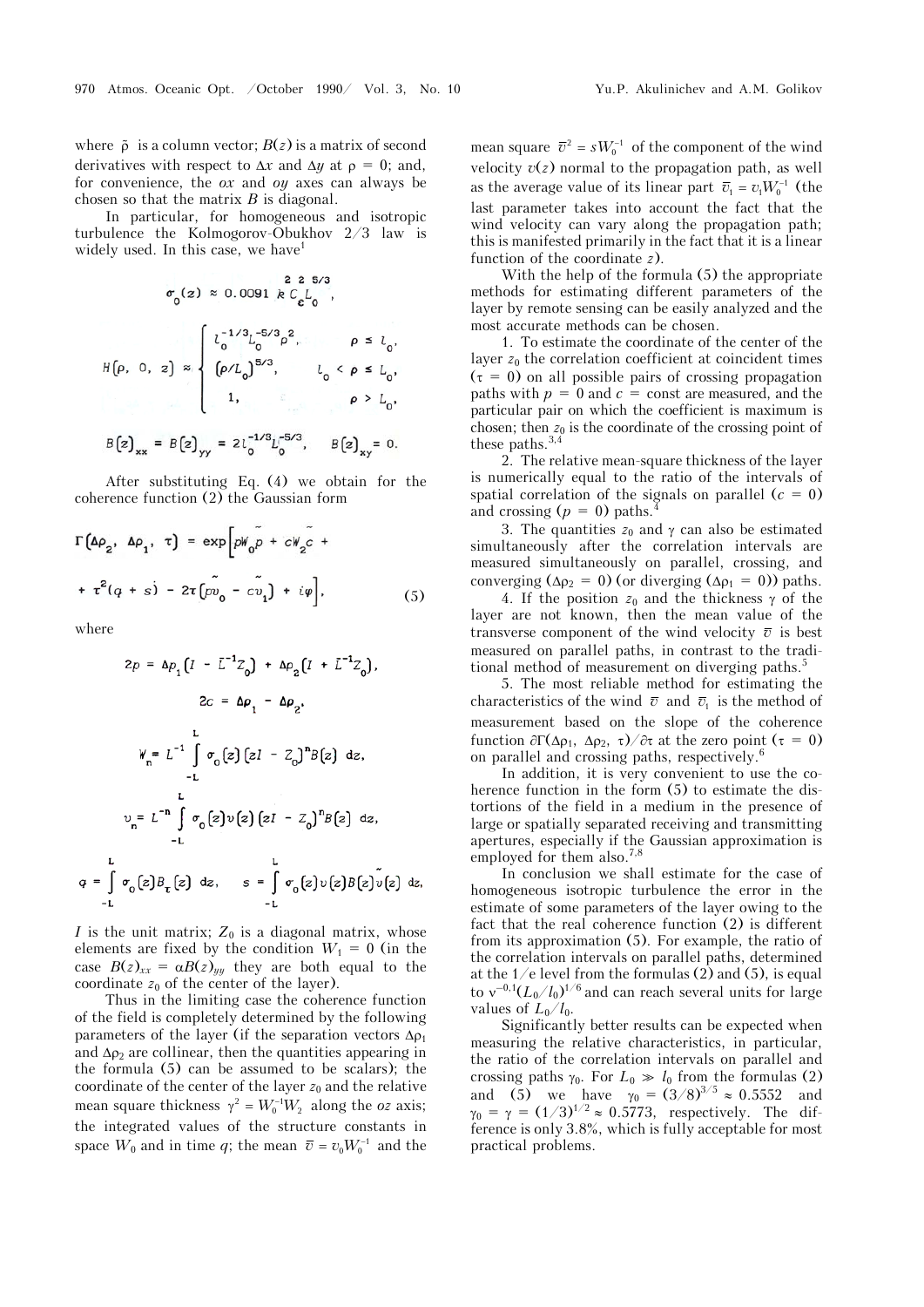where $\tilde{\rho}$ is a column vector; $B(z)$ is a matrix of second derivatives with respect to $\Delta x$ and $\Delta y$ at $\rho = 0$; and, for convenience, the $ox$ and $oy$ axes can always be chosen so that the matrix $B$ is diagonal.

In particular, for homogeneous and isotropic turbulence the Kolmogorov-Obukhov 2/3 law is widely used. In this case, we have[1]

$$\sigma_0(z) \approx 0.0091\, k^2 C_\varepsilon^2 L_0^{5/3},$$

$$H(\rho, 0, z) \approx \begin{cases} l_0^{-1/3} L_0^{-5/3} \rho^2, & \rho \le l_0, \\ (\rho/L_0)^{5/3}, & l_0 < \rho \le L_0, \\ 1, & \rho > L_0, \end{cases}$$

$$B(z)_{xx} = B(z)_{yy} = 2 l_0^{-1/3} L_0^{-5/3}, \quad B(z)_{xy} = 0.$$

After substituting Eq. (4) we obtain for the coherence function (2) the Gaussian form

$$\Gamma(\Delta\rho_2, \Delta\rho_1, \tau) = \exp\Big[p W_0 \tilde{p} + c W_2 \tilde{c} + \tau^2 (q + s) - 2\tau (p \tilde{v}_0 - c \tilde{v}_1) + i\varphi\Big], \tag{5}$$

where

$$2p = \Delta\rho_1 (I - L^{-1} Z_0) + \Delta\rho_2 (I + L^{-1} Z_0),$$

$$2c = \Delta\rho_1 - \Delta\rho_2,$$

$$W_n = L^{-1} \int_{-L}^{L} \sigma_0(z) (zI - Z_0)^n B(z)\, dz,$$

$$v_n = L^{-n} \int_{-L}^{L} \sigma_0(z) v(z) (zI - Z_0)^n B(z)\, dz,$$

$$q = \int_{-L}^{L} \sigma_0(z) B_\tau(z)\, dz, \quad s = \int_{-L}^{L} \sigma_0(z) v(z) B(z) \tilde{v}(z)\, dz,$$

$I$ is the unit matrix; $Z_0$ is a diagonal matrix, whose elements are fixed by the condition $W_1 = 0$ (in the case $B(z)_{xx} = \alpha B(z)_{yy}$ they are both equal to the coordinate $z_0$ of the center of the layer).

Thus in the limiting case the coherence function of the field is completely determined by the following parameters of the layer (if the separation vectors $\Delta\rho_1$ and $\Delta\rho_2$ are collinear, then the quantities appearing in the formula (5) can be assumed to be scalars); the coordinate of the center of the layer $z_0$ and the relative mean square thickness $\gamma^2 = W_0^{-1} W_2$ along the $oz$ axis; the integrated values of the structure constants in space $W_0$ and in time $q$; the mean $\bar{v} = v_0 W_0^{-1}$ and the mean square $\bar{v}^2 = s W_0^{-1}$ of the component of the wind velocity $v(z)$ normal to the propagation path, as well as the average value of its linear part $\bar{v}_1 = v_1 W_0^{-1}$ (the last parameter takes into account the fact that the wind velocity can vary along the propagation path; this is manifested primarily in the fact that it is a linear function of the coordinate $z$).

With the help of the formula (5) the appropriate methods for estimating different parameters of the layer by remote sensing can be easily analyzed and the most accurate methods can be chosen.

1. To estimate the coordinate of the center of the layer $z_0$ the correlation coefficient at coincident times ($\tau = 0$) on all possible pairs of crossing propagation paths with $p = 0$ and $c = \text{const}$ are measured, and the particular pair on which the coefficient is maximum is chosen; then $z_0$ is the coordinate of the crossing point of these paths.[3,4]

2. The relative mean-square thickness of the layer is numerically equal to the ratio of the intervals of spatial correlation of the signals on parallel ($c = 0$) and crossing ($p = 0$) paths.[4]

3. The quantities $z_0$ and $\gamma$ can also be estimated simultaneously after the correlation intervals are measured simultaneously on parallel, crossing, and converging ($\Delta\rho_2 = 0$) (or diverging ($\Delta\rho_1 = 0$)) paths.

4. If the position $z_0$ and the thickness $\gamma$ of the layer are not known, then the mean value of the transverse component of the wind velocity $\bar{v}$ is best measured on parallel paths, in contrast to the traditional method of measurement on diverging paths.[5]

5. The most reliable method for estimating the characteristics of the wind $\bar{v}$ and $\bar{v}_1$ is the method of measurement based on the slope of the coherence function $\partial\Gamma(\Delta\rho_1, \Delta\rho_2, \tau)/\partial\tau$ at the zero point ($\tau = 0$) on parallel and crossing paths, respectively.[6]

In addition, it is very convenient to use the coherence function in the form (5) to estimate the distortions of the field in a medium in the presence of large or spatially separated receiving and transmitting apertures, especially if the Gaussian approximation is employed for them also.[7,8]

In conclusion we shall estimate for the case of homogeneous isotropic turbulence the error in the estimate of some parameters of the layer owing to the fact that the real coherence function (2) is different from its approximation (5). For example, the ratio of the correlation intervals on parallel paths, determined at the $1/e$ level from the formulas (2) and (5), is equal to $\nu^{-0.1}(L_0/l_0)^{1/6}$ and can reach several units for large values of $L_0/l_0$.

Significantly better results can be expected when measuring the relative characteristics, in particular, the ratio of the correlation intervals on parallel and crossing paths $\gamma_0$. For $L_0 \gg l_0$ from the formulas (2) and (5) we have $\gamma_0 = (3/8)^{3/5} \approx 0.5552$ and $\gamma_0 = \gamma = (1/3)^{1/2} \approx 0.5773$, respectively. The difference is only 3.8%, which is fully acceptable for most practical problems.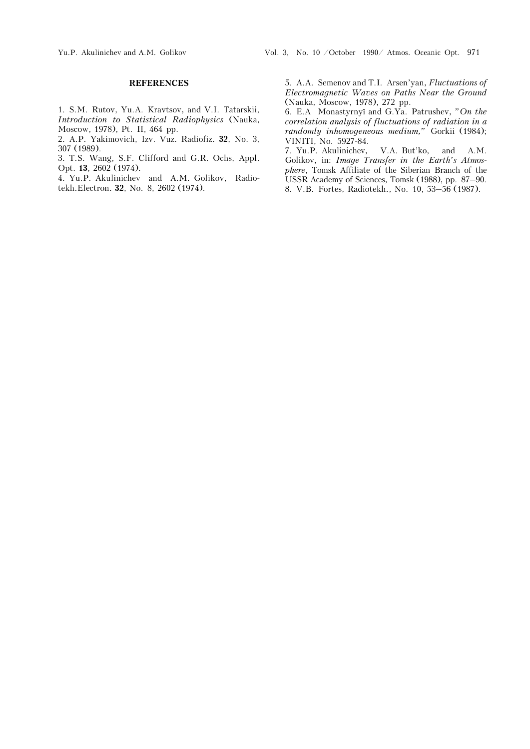## REFERENCES

1. S.M. Rutov, Yu.A. Kravtsov, and V.I. Tatarskii, *Introduction to Statistical Radiophysics* (Nauka, Moscow, 1978), Pt. II, 464 pp.
2. A.P. Yakimovich, Izv. Vuz. Radiofiz. **32**, No. 3, 307 (1989).
3. T.S. Wang, S.F. Clifford and G.R. Ochs, Appl. Opt. **13**, 2602 (1974).
4. Yu.P. Akulinichev and A.M. Golikov, Radiotekh.Electron. **32**, No. 8, 2602 (1974).
5. A.A. Semenov and T.I. Arsen'yan, *Fluctuations of Electromagnetic Waves on Paths Near the Ground* (Nauka, Moscow, 1978), 272 pp.
6. E.A Monastyrnyĭ and G.Ya. Patrushev, *"On the correlation analysis of fluctuations of radiation in a randomly inhomogeneous medium,"* Gorkii (1984); VINITI, No. 5927-84.
7. Yu.P. Akulinichev, V.A. But'ko, and A.M. Golikov, in: *Image Transfer in the Earth's Atmosphere*, Tomsk Affiliate of the Siberian Branch of the USSR Academy of Sciences, Tomsk (1988), pp. 87–90.
8. V.B. Fortes, Radiotekh., No. 10, 53–56 (1987).